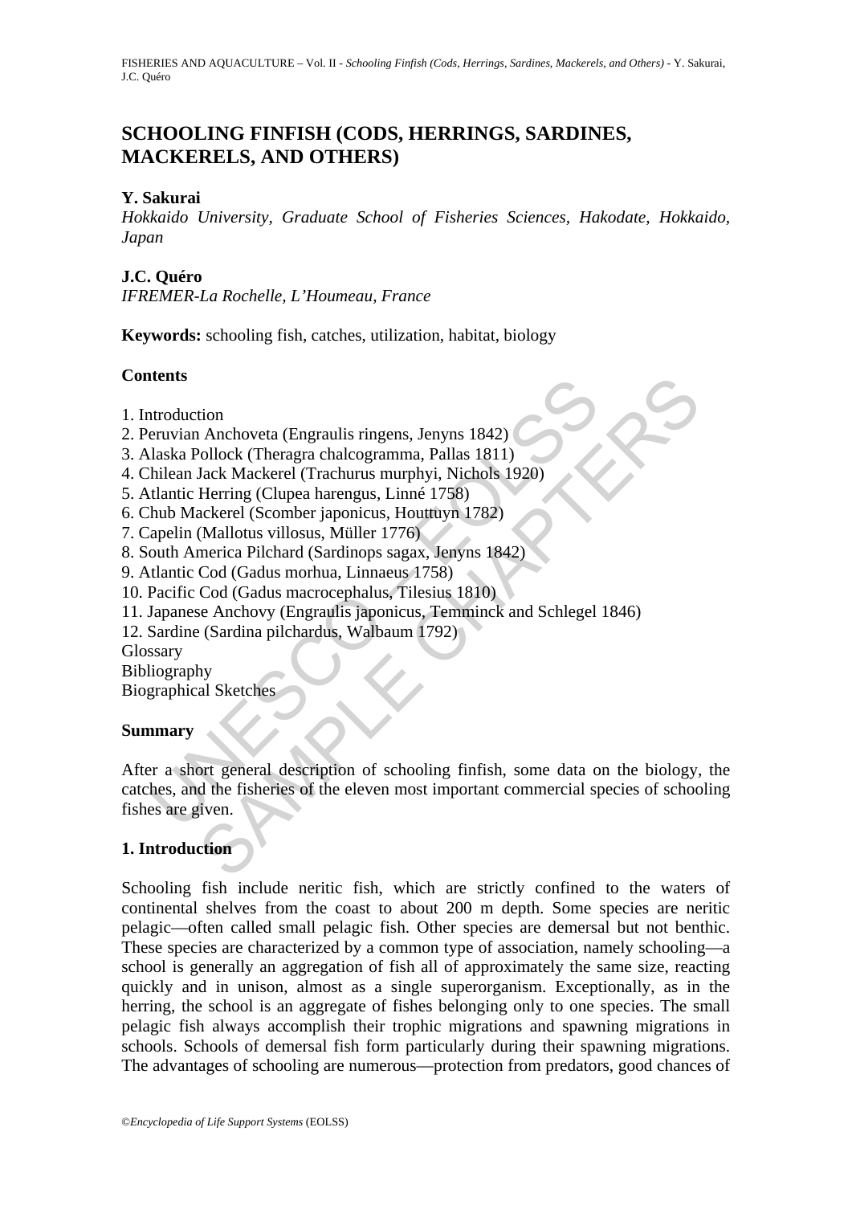# SCHOOLING FINFISH (CODS, HERRINGS, SARDINES, MACKERELS, AND OTHERS)

**Y. Sakurai**

*Hokkaido University, Graduate School of Fisheries Sciences, Hakodate, Hokkaido, Japan*

**J.C. Quéro**

*IFREMER-La Rochelle, L'Houmeau, France*

**Keywords:** schooling fish, catches, utilization, habitat, biology

## Contents

1. Introduction
2. Peruvian Anchoveta (Engraulis ringens, Jenyns 1842)
3. Alaska Pollock (Theragra chalcogramma, Pallas 1811)
4. Chilean Jack Mackerel (Trachurus murphyi, Nichols 1920)
5. Atlantic Herring (Clupea harengus, Linné 1758)
6. Chub Mackerel (Scomber japonicus, Houttuyn 1782)
7. Capelin (Mallotus villosus, Müller 1776)
8. South America Pilchard (Sardinops sagax, Jenyns 1842)
9. Atlantic Cod (Gadus morhua, Linnaeus 1758)
10. Pacific Cod (Gadus macrocephalus, Tilesius 1810)
11. Japanese Anchovy (Engraulis japonicus, Temminck and Schlegel 1846)
12. Sardine (Sardina pilchardus, Walbaum 1792)

Glossary
Bibliography
Biographical Sketches

## Summary

After a short general description of schooling finfish, some data on the biology, the catches, and the fisheries of the eleven most important commercial species of schooling fishes are given.

## 1. Introduction

Schooling fish include neritic fish, which are strictly confined to the waters of continental shelves from the coast to about 200 m depth. Some species are neritic pelagic—often called small pelagic fish. Other species are demersal but not benthic. These species are characterized by a common type of association, namely schooling—a school is generally an aggregation of fish all of approximately the same size, reacting quickly and in unison, almost as a single superorganism. Exceptionally, as in the herring, the school is an aggregate of fishes belonging only to one species. The small pelagic fish always accomplish their trophic migrations and spawning migrations in schools. Schools of demersal fish form particularly during their spawning migrations. The advantages of schooling are numerous—protection from predators, good chances of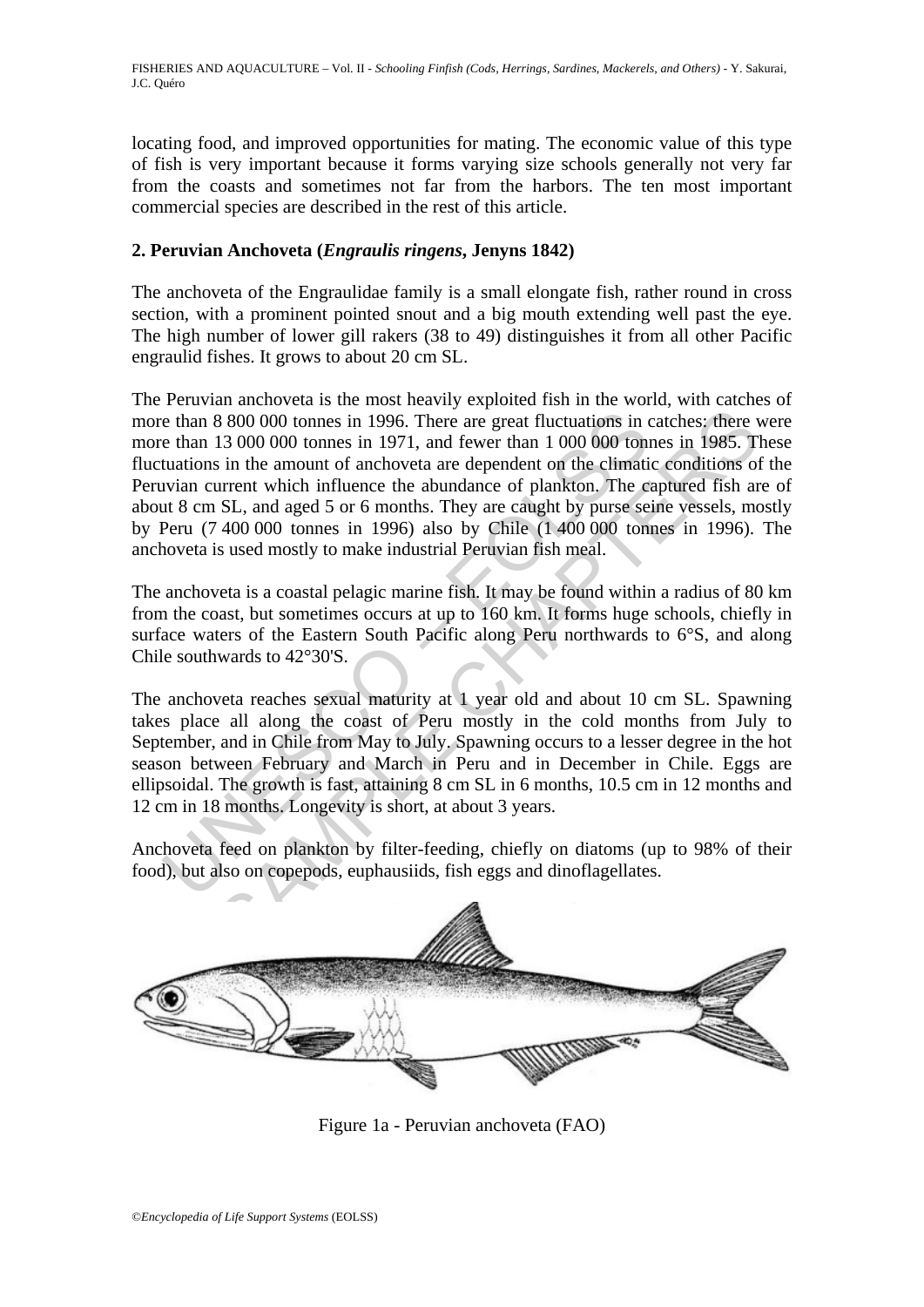locating food, and improved opportunities for mating. The economic value of this type of fish is very important because it forms varying size schools generally not very far from the coasts and sometimes not far from the harbors. The ten most important commercial species are described in the rest of this article.

## 2. Peruvian Anchoveta (*Engraulis ringens*, Jenyns 1842)

The anchoveta of the Engraulidae family is a small elongate fish, rather round in cross section, with a prominent pointed snout and a big mouth extending well past the eye. The high number of lower gill rakers (38 to 49) distinguishes it from all other Pacific engraulid fishes. It grows to about 20 cm SL.

The Peruvian anchoveta is the most heavily exploited fish in the world, with catches of more than 8 800 000 tonnes in 1996. There are great fluctuations in catches: there were more than 13 000 000 tonnes in 1971, and fewer than 1 000 000 tonnes in 1985. These fluctuations in the amount of anchoveta are dependent on the climatic conditions of the Peruvian current which influence the abundance of plankton. The captured fish are of about 8 cm SL, and aged 5 or 6 months. They are caught by purse seine vessels, mostly by Peru (7 400 000 tonnes in 1996) also by Chile (1 400 000 tonnes in 1996). The anchoveta is used mostly to make industrial Peruvian fish meal.

The anchoveta is a coastal pelagic marine fish. It may be found within a radius of 80 km from the coast, but sometimes occurs at up to 160 km. It forms huge schools, chiefly in surface waters of the Eastern South Pacific along Peru northwards to 6°S, and along Chile southwards to 42°30'S.

The anchoveta reaches sexual maturity at 1 year old and about 10 cm SL. Spawning takes place all along the coast of Peru mostly in the cold months from July to September, and in Chile from May to July. Spawning occurs to a lesser degree in the hot season between February and March in Peru and in December in Chile. Eggs are ellipsoidal. The growth is fast, attaining 8 cm SL in 6 months, 10.5 cm in 12 months and 12 cm in 18 months. Longevity is short, at about 3 years.

Anchoveta feed on plankton by filter-feeding, chiefly on diatoms (up to 98% of their food), but also on copepods, euphausiids, fish eggs and dinoflagellates.

Figure 1a - Peruvian anchoveta (FAO)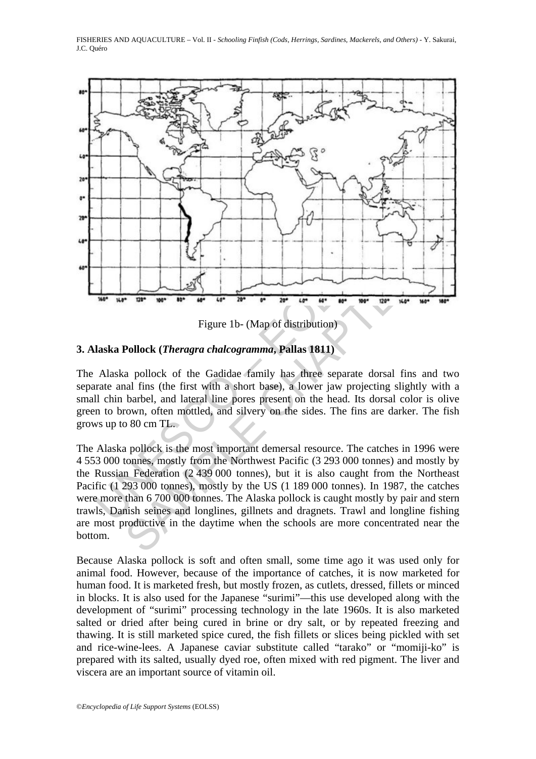Figure 1b- (Map of distribution)

## 3. Alaska Pollock (*Theragra chalcogramma*, Pallas 1811)

The Alaska pollock of the Gadidae family has three separate dorsal fins and two separate anal fins (the first with a short base), a lower jaw projecting slightly with a small chin barbel, and lateral line pores present on the head. Its dorsal color is olive green to brown, often mottled, and silvery on the sides. The fins are darker. The fish grows up to 80 cm TL.

The Alaska pollock is the most important demersal resource. The catches in 1996 were 4 553 000 tonnes, mostly from the Northwest Pacific (3 293 000 tonnes) and mostly by the Russian Federation (2 439 000 tonnes), but it is also caught from the Northeast Pacific (1 293 000 tonnes), mostly by the US (1 189 000 tonnes). In 1987, the catches were more than 6 700 000 tonnes. The Alaska pollock is caught mostly by pair and stern trawls, Danish seines and longlines, gillnets and dragnets. Trawl and longline fishing are most productive in the daytime when the schools are more concentrated near the bottom.

Because Alaska pollock is soft and often small, some time ago it was used only for animal food. However, because of the importance of catches, it is now marketed for human food. It is marketed fresh, but mostly frozen, as cutlets, dressed, fillets or minced in blocks. It is also used for the Japanese "surimi"—this use developed along with the development of "surimi" processing technology in the late 1960s. It is also marketed salted or dried after being cured in brine or dry salt, or by repeated freezing and thawing. It is still marketed spice cured, the fish fillets or slices being pickled with set and rice-wine-lees. A Japanese caviar substitute called "tarako" or "momiji-ko" is prepared with its salted, usually dyed roe, often mixed with red pigment. The liver and viscera are an important source of vitamin oil.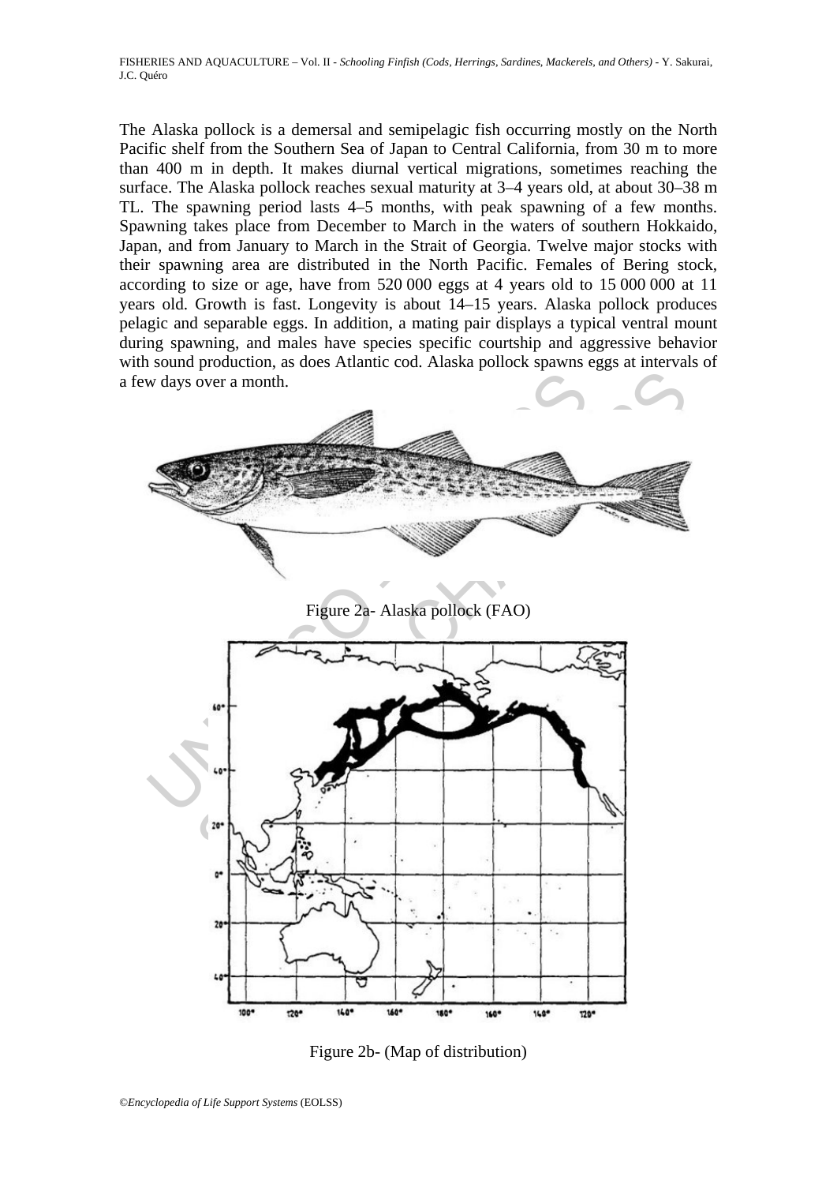The Alaska pollock is a demersal and semipelagic fish occurring mostly on the North Pacific shelf from the Southern Sea of Japan to Central California, from 30 m to more than 400 m in depth. It makes diurnal vertical migrations, sometimes reaching the surface. The Alaska pollock reaches sexual maturity at 3–4 years old, at about 30–38 m TL. The spawning period lasts 4–5 months, with peak spawning of a few months. Spawning takes place from December to March in the waters of southern Hokkaido, Japan, and from January to March in the Strait of Georgia. Twelve major stocks with their spawning area are distributed in the North Pacific. Females of Bering stock, according to size or age, have from 520 000 eggs at 4 years old to 15 000 000 at 11 years old. Growth is fast. Longevity is about 14–15 years. Alaska pollock produces pelagic and separable eggs. In addition, a mating pair displays a typical ventral mount during spawning, and males have species specific courtship and aggressive behavior with sound production, as does Atlantic cod. Alaska pollock spawns eggs at intervals of a few days over a month.

Figure 2a- Alaska pollock (FAO)

Figure 2b- (Map of distribution)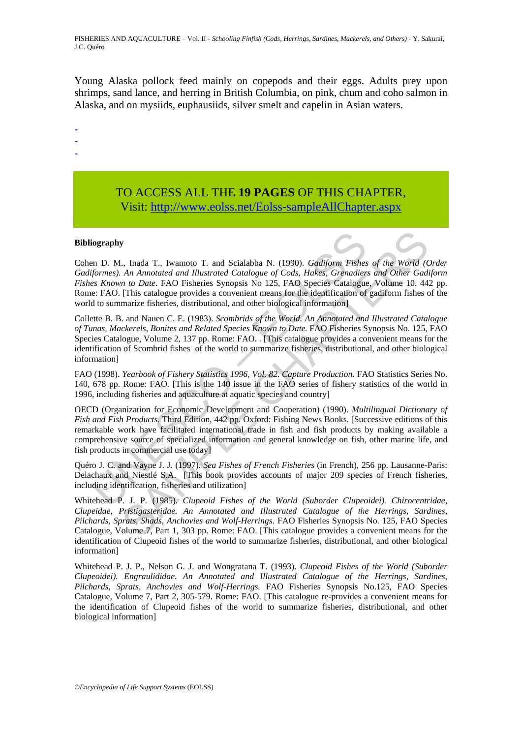Young Alaska pollock feed mainly on copepods and their eggs. Adults prey upon shrimps, sand lance, and herring in British Columbia, on pink, chum and coho salmon in Alaska, and on mysiids, euphausiids, silver smelt and capelin in Asian waters.

-
-
-

TO ACCESS ALL THE **19 PAGES** OF THIS CHAPTER,
Visit: http://www.eolss.net/Eolss-sampleAllChapter.aspx

**Bibliography**

Cohen D. M., Inada T., Iwamoto T. and Scialabba N. (1990). *Gadiform Fishes of the World (Order Gadiformes). An Annotated and Illustrated Catalogue of Cods, Hakes, Grenadiers and Other Gadiform Fishes Known to Date*. FAO Fisheries Synopsis No 125, FAO Species Catalogue, Volume 10, 442 pp. Rome: FAO. [This catalogue provides a convenient means for the identification of gadiform fishes of the world to summarize fisheries, distributional, and other biological information]

Collette B. B. and Nauen C. E. (1983). *Scombrids of the World. An Annotated and Illustrated Catalogue of Tunas, Mackerels, Bonites and Related Species Known to Date.* FAO Fisheries Synopsis No. 125, FAO Species Catalogue, Volume 2, 137 pp. Rome: FAO. . [This catalogue provides a convenient means for the identification of Scombrid fishes of the world to summarize fisheries, distributional, and other biological information]

FAO (1998). *Yearbook of Fishery Statistics 1996, Vol. 82. Capture Production*. FAO Statistics Series No. 140, 678 pp. Rome: FAO. [This is the 140 issue in the FAO series of fishery statistics of the world in 1996, including fisheries and aquaculture at aquatic species and country]

OECD (Organization for Economic Development and Cooperation) (1990). *Multilingual Dictionary of Fish and Fish Products*. Third Edition, 442 pp. Oxford: Fishing News Books. [Successive editions of this remarkable work have facilitated international trade in fish and fish products by making available a comprehensive source of specialized information and general knowledge on fish, other marine life, and fish products in commercial use today]

Quéro J. C. and Vayne J. J. (1997). *Sea Fishes of French Fisheries* (in French), 256 pp. Lausanne-Paris: Delachaux and Niestlé S.A. [This book provides accounts of major 209 species of French fisheries, including identification, fisheries and utilization]

Whitehead P. J. P. (1985). *Clupeoid Fishes of the World (Suborder Clupeoidei). Chirocentridae, Clupeidae, Pristigasteridae. An Annotated and Illustrated Catalogue of the Herrings, Sardines, Pilchards, Sprats, Shads, Anchovies and Wolf-Herrings*. FAO Fisheries Synopsis No. 125, FAO Species Catalogue, Volume 7, Part 1, 303 pp. Rome: FAO. [This catalogue provides a convenient means for the identification of Clupeoid fishes of the world to summarize fisheries, distributional, and other biological information]

Whitehead P. J. P., Nelson G. J. and Wongratana T. (1993). *Clupeoid Fishes of the World (Suborder Clupeoidei). Engraulididae. An Annotated and Illustrated Catalogue of the Herrings, Sardines, Pilchards, Sprats, Anchovies and Wolf-Herrings.* FAO Fisheries Synopsis No.125, FAO Species Catalogue, Volume 7, Part 2, 305-579. Rome: FAO. [This catalogue re-provides a convenient means for the identification of Clupeoid fishes of the world to summarize fisheries, distributional, and other biological information]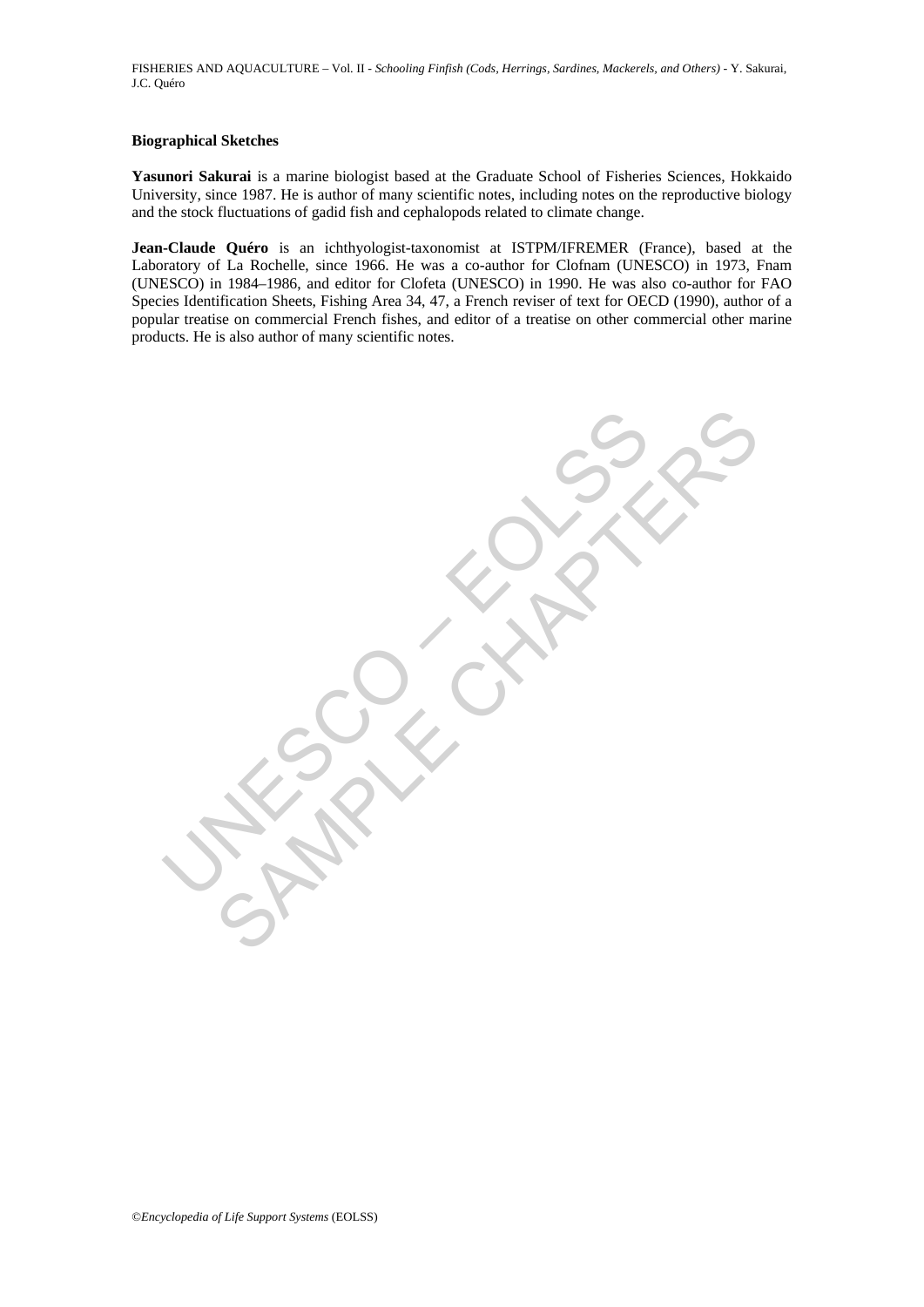### Biographical Sketches

**Yasunori Sakurai** is a marine biologist based at the Graduate School of Fisheries Sciences, Hokkaido University, since 1987. He is author of many scientific notes, including notes on the reproductive biology and the stock fluctuations of gadid fish and cephalopods related to climate change.

**Jean-Claude Quéro** is an ichthyologist-taxonomist at ISTPM/IFREMER (France), based at the Laboratory of La Rochelle, since 1966. He was a co-author for Clofnam (UNESCO) in 1973, Fnam (UNESCO) in 1984–1986, and editor for Clofeta (UNESCO) in 1990. He was also co-author for FAO Species Identification Sheets, Fishing Area 34, 47, a French reviser of text for OECD (1990), author of a popular treatise on commercial French fishes, and editor of a treatise on other commercial other marine products. He is also author of many scientific notes.